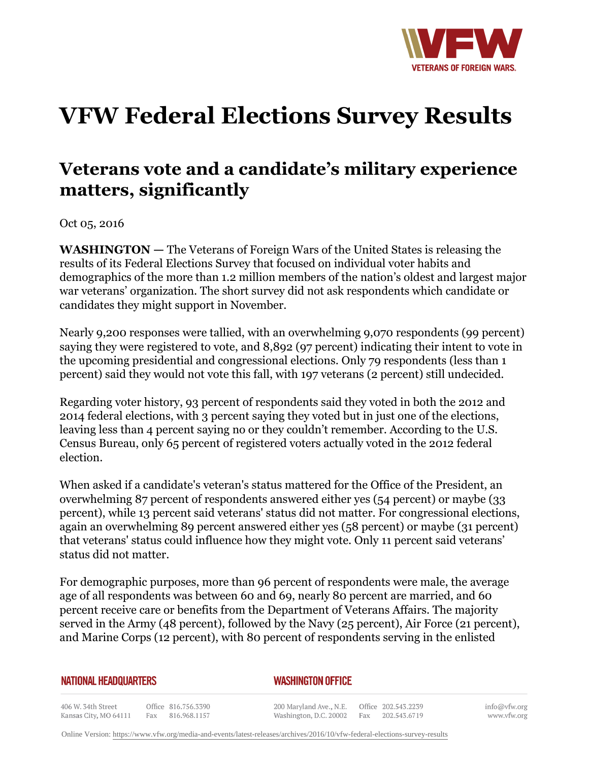# VFW Federal Elections Survey Results

## Veterans vote and a candidate's military experience matters, significantly

Oct 05, 2016

**WASHINGTON —** The Veterans of Foreign Wars of the United States is releasing the results of its Federal Elections Survey that focused on individual voter habits and demographics of the more than 1.2 million members of the nation's oldest and largest major war veterans' organization. The short survey did not ask respondents which candidate or candidates they might support in November.

Nearly 9,200 responses were tallied, with an overwhelming 9,070 respondents (99 percent) saying they were registered to vote, and 8,892 (97 percent) indicating their intent to vote in the upcoming presidential and congressional elections. Only 79 respondents (less than 1 percent) said they would not vote this fall, with 197 veterans (2 percent) still undecided.

Regarding voter history, 93 percent of respondents said they voted in both the 2012 and 2014 federal elections, with 3 percent saying they voted but in just one of the elections, leaving less than 4 percent saying no or they couldn't remember. According to the U.S. Census Bureau, only 65 percent of registered voters actually voted in the 2012 federal election.

When asked if a candidate's veteran's status mattered for the Office of the President, an overwhelming 87 percent of respondents answered either yes (54 percent) or maybe (33 percent), while 13 percent said veterans' status did not matter. For congressional elections, again an overwhelming 89 percent answered either yes (58 percent) or maybe (31 percent) that veterans' status could influence how they might vote. Only 11 percent said veterans' status did not matter.

For demographic purposes, more than 96 percent of respondents were male, the average age of all respondents was between 60 and 69, nearly 80 percent are married, and 60 percent receive care or benefits from the Department of Veterans Affairs. The majority served in the Army (48 percent), followed by the Navy (25 percent), Air Force (21 percent), and Marine Corps (12 percent), with 80 percent of respondents serving in the enlisted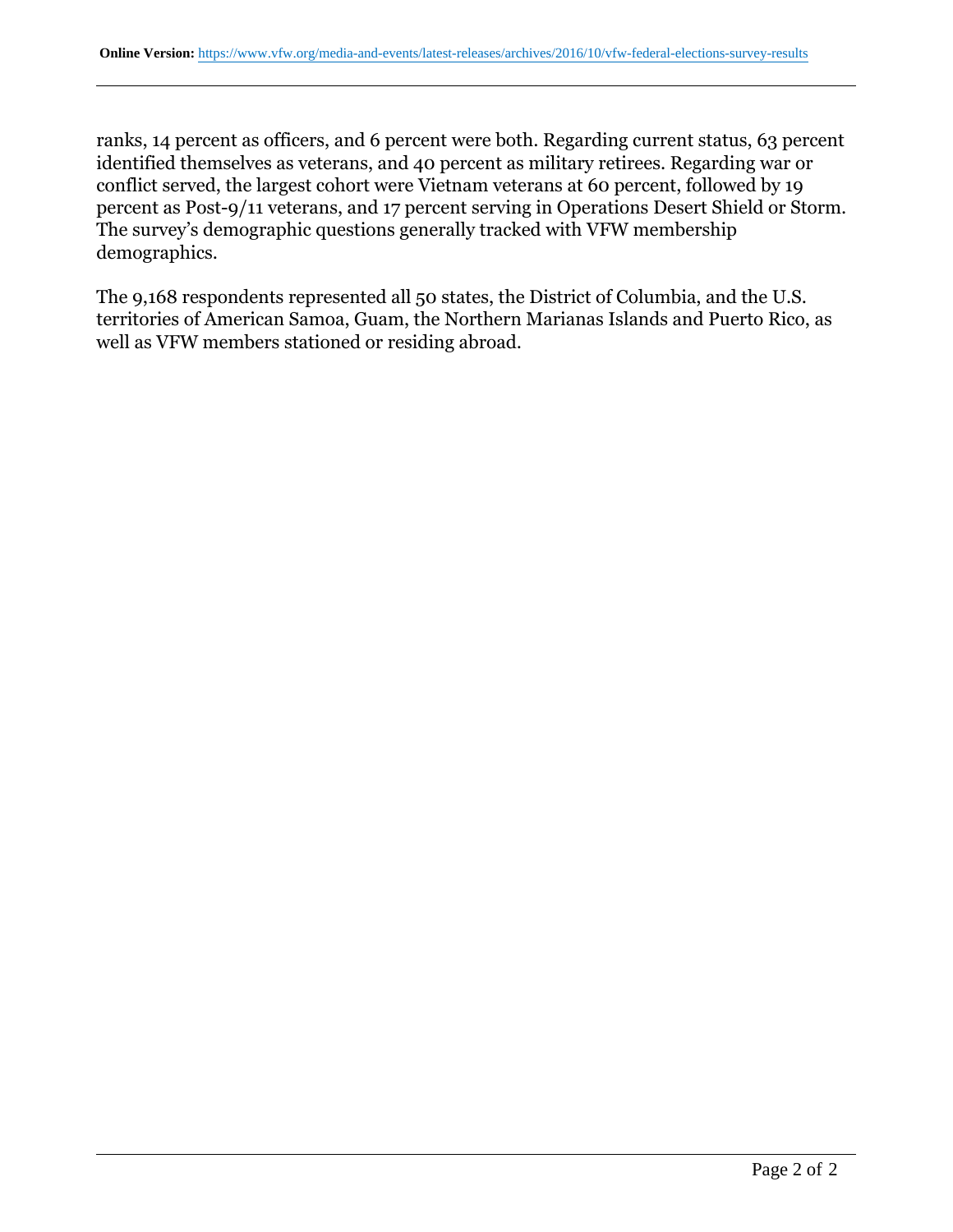ranks, 14 percent as officers, and 6 percent were both. Regarding current status, 63 percent identified themselves as veterans, and 40 percent as military retirees. Regarding war or conflict served, the largest cohort were Vietnam veterans at 60 percent, followed by 19 percent as Post-9/11 veterans, and 17 percent serving in Operations Desert Shield or Storm. The survey's demographic questions generally tracked with VFW membership demographics.

The 9,168 respondents represented all 50 states, the District of Columbia, and the U.S. territories of American Samoa, Guam, the Northern Marianas Islands and Puerto Rico, as well as VFW members stationed or residing abroad.